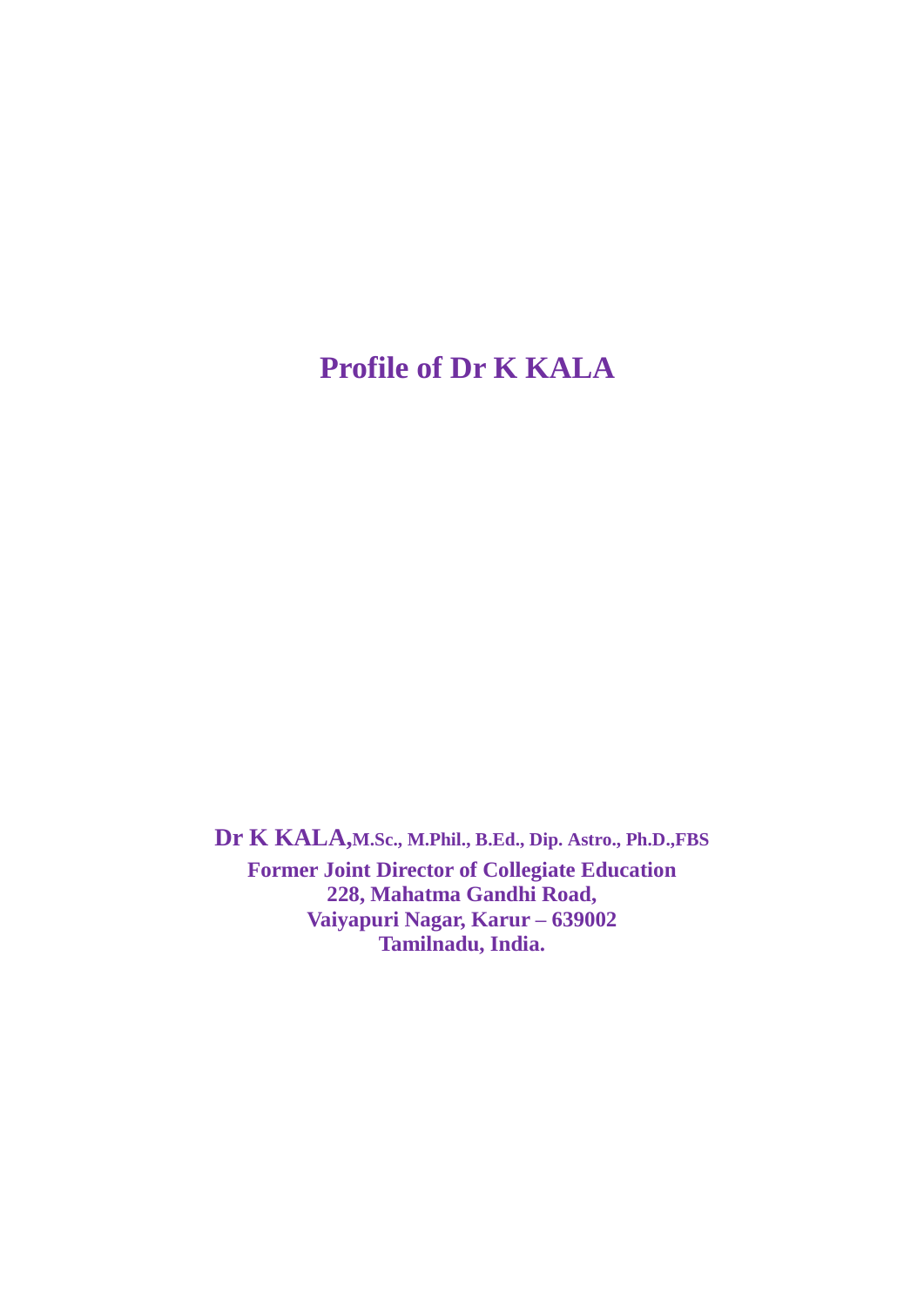# Profile of Dr K KALA

**Dr K KALA,M.Sc., M.Phil., B.Ed., Dip. Astro., Ph.D.,FBS**
**Former Joint Director of Collegiate Education**
**228, Mahatma Gandhi Road,**
**Vaiyapuri Nagar, Karur – 639002**
**Tamilnadu, India.**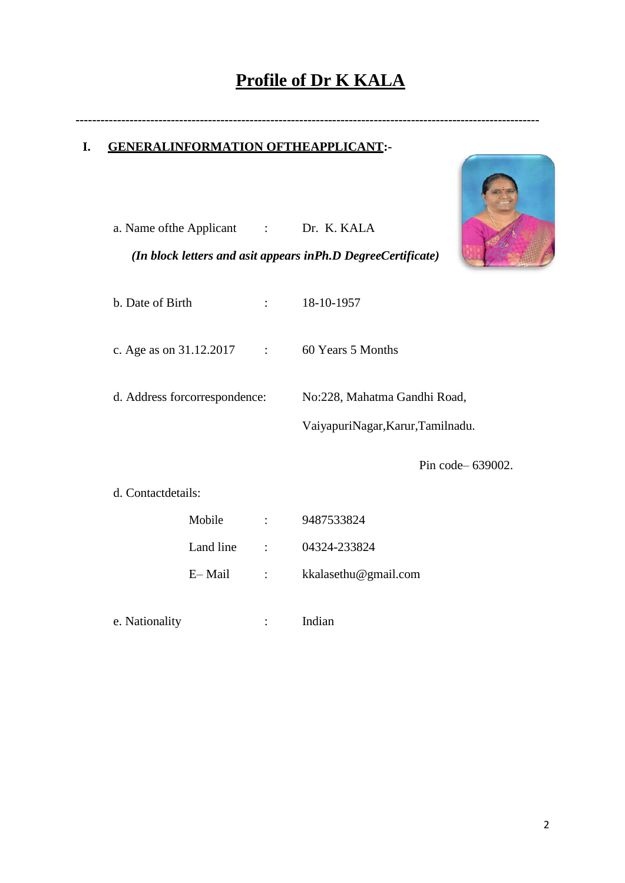# Profile of Dr K KALA

---

## I. GENERALINFORMATION OFTHEAPPLICANT:-

a. Name ofthe Applicant : Dr. K. KALA

***(In block letters and asit appears inPh.D DegreeCertificate)***

b. Date of Birth : 18-10-1957

c. Age as on 31.12.2017 : 60 Years 5 Months

d. Address forcorrespondence: No:228, Mahatma Gandhi Road,

VaiyapuriNagar,Karur,Tamilnadu.

Pin code– 639002.

d. Contactdetails:

Mobile : 9487533824

Land line : 04324-233824

E– Mail : kkalasethu@gmail.com

e. Nationality : Indian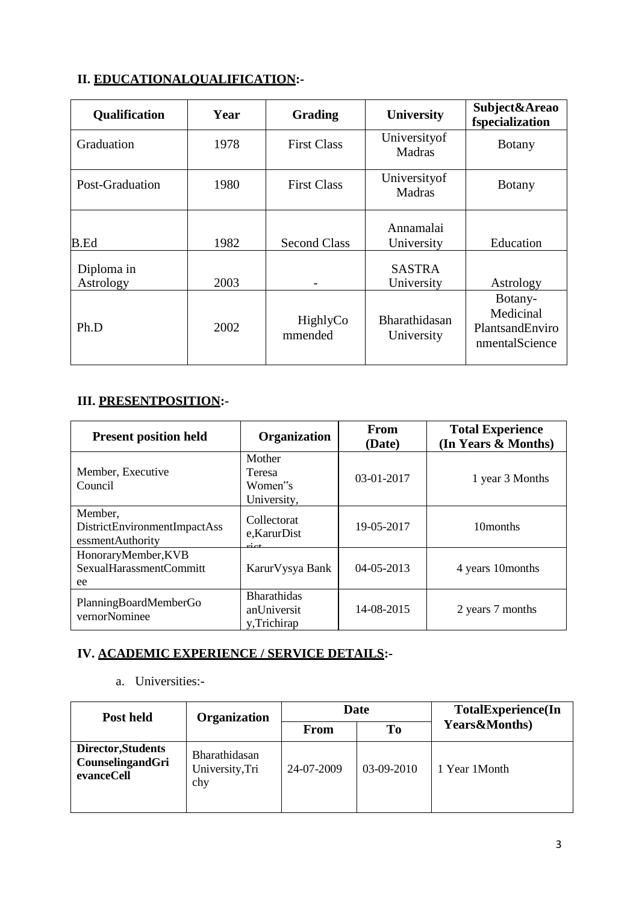## II. EDUCATIONALQUALIFICATION:-

| Qualification | Year | Grading | University | Subject&Areaofspecialization |
|---|---|---|---|---|
| Graduation | 1978 | First Class | Universityof Madras | Botany |
| Post-Graduation | 1980 | First Class | Universityof Madras | Botany |
| B.Ed | 1982 | Second Class | Annamalai University | Education |
| Diploma in Astrology | 2003 | - | SASTRA University | Astrology |
| Ph.D | 2002 | HighlyCommended | Bharathidasan University | Botany-Medicinal PlantsandEnvironmentalScience |

## III. PRESENTPOSITION:-

| Present position held | Organization | From (Date) | Total Experience (In Years & Months) |
|---|---|---|---|
| Member, Executive Council | Mother Teresa Women"s University, | 03-01-2017 | 1 year 3 Months |
| Member, DistrictEnvironmentImpactAssessmentAuthority | Collectorate,KarurDistrict | 19-05-2017 | 10months |
| HonoraryMember,KVB SexualHarassmentCommittee | KarurVysya Bank | 04-05-2013 | 4 years 10months |
| PlanningBoardMemberGovernorNominee | Bharathidasan University,Trichirap | 14-08-2015 | 2 years 7 months |

## IV. ACADEMIC EXPERIENCE / SERVICE DETAILS:-

a. Universities:-

| Post held | Organization | Date | | TotalExperience(In Years&Months) |
|---|---|---|---|---|
| | | From | To | |
| **Director,Students CounselingandGrievanceCell** | Bharathidasan University,Trichy | 24-07-2009 | 03-09-2010 | 1 Year 1Month |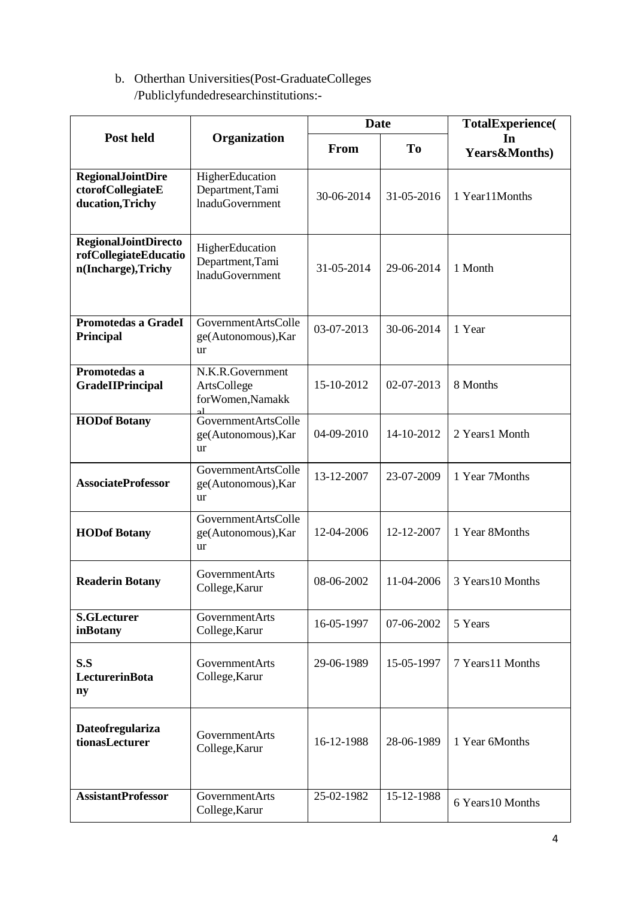b. Otherthan Universities(Post-GraduateColleges /Publiclyfundedresearchinstitutions:-

| Post held | Organization | Date | | TotalExperience( In Years&Months) |
|---|---|---|---|---|
| | | From | To | |
| **RegionalJointDirectorofCollegiateEducation,Trichy** | HigherEducation Department,TamilnaduGovernment | 30-06-2014 | 31-05-2016 | 1 Year11Months |
| **RegionalJointDirectorofCollegiateEducation(Incharge),Trichy** | HigherEducation Department,TamilnaduGovernment | 31-05-2014 | 29-06-2014 | 1 Month |
| **Promotedas a GradeI Principal** | GovernmentArtsCollege(Autonomous),Karur | 03-07-2013 | 30-06-2014 | 1 Year |
| **Promotedas a GradeIIPrincipal** | N.K.R.Government ArtsCollege forWomen,Namakkal | 15-10-2012 | 02-07-2013 | 8 Months |
| **HODof Botany** | GovernmentArtsCollege(Autonomous),Karur | 04-09-2010 | 14-10-2012 | 2 Years1 Month |
| **AssociateProfessor** | GovernmentArtsCollege(Autonomous),Karur | 13-12-2007 | 23-07-2009 | 1 Year 7Months |
| **HODof Botany** | GovernmentArtsCollege(Autonomous),Karur | 12-04-2006 | 12-12-2007 | 1 Year 8Months |
| **Readerin Botany** | GovernmentArts College,Karur | 08-06-2002 | 11-04-2006 | 3 Years10 Months |
| **S.GLecturer inBotany** | GovernmentArts College,Karur | 16-05-1997 | 07-06-2002 | 5 Years |
| **S.S LecturerinBotany** | GovernmentArts College,Karur | 29-06-1989 | 15-05-1997 | 7 Years11 Months |
| **DateofregularizationasLecturer** | GovernmentArts College,Karur | 16-12-1988 | 28-06-1989 | 1 Year 6Months |
| **AssistantProfessor** | GovernmentArts College,Karur | 25-02-1982 | 15-12-1988 | 6 Years10 Months |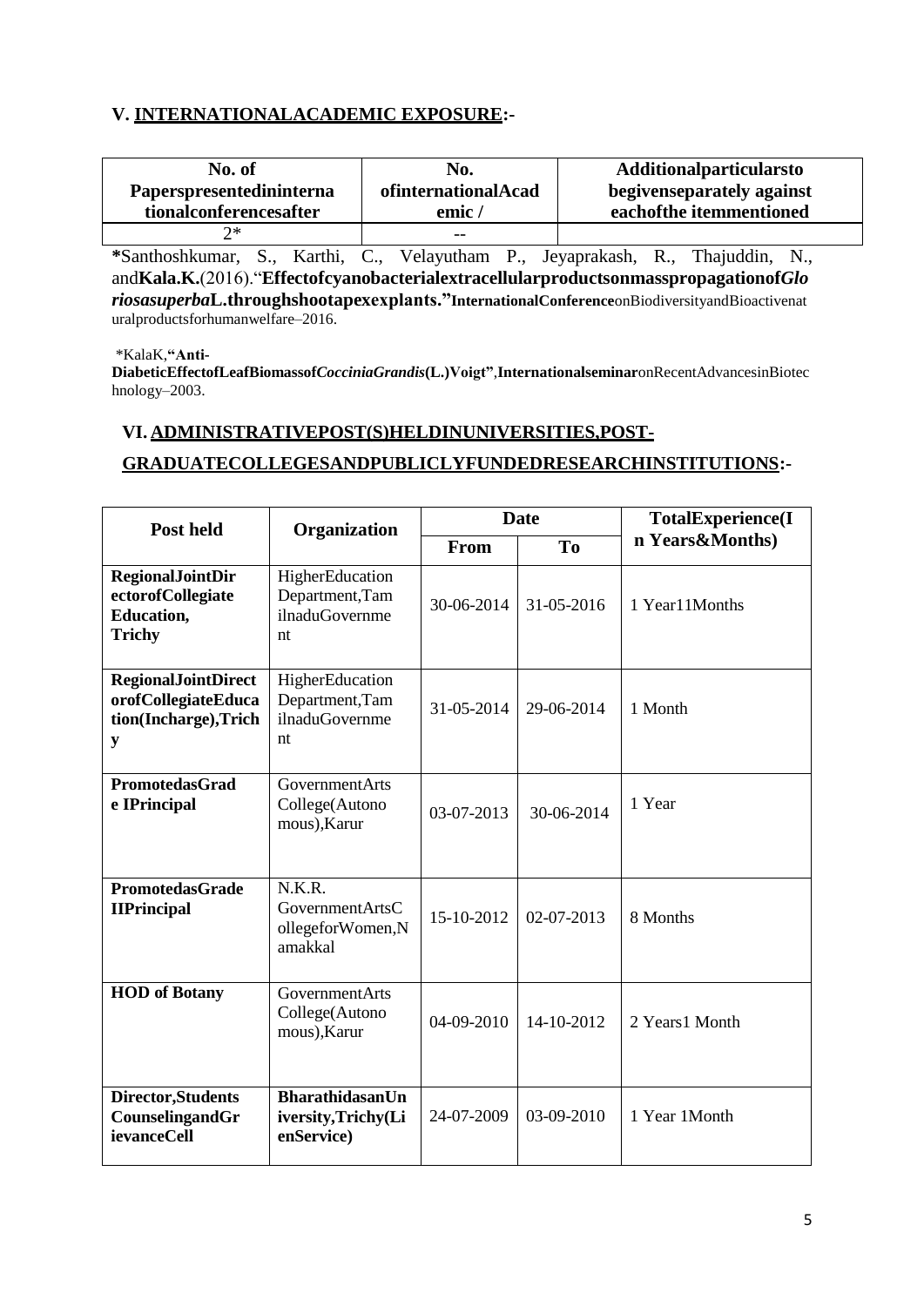## V. INTERNATIONALACADEMIC EXPOSURE:-

| No. of Paperspresentedininternationalconferencesafter | No. ofinternationalAcademic / | Additionalparticularsto begivenseparately against eachofthe itemmentioned |
|---|---|---|
| 2* | -- | |

***Santhoshkumar, S., Karthi, C., Velayutham P., Jeyaprakash, R., Thajuddin, N., and**Kala.K.**(2016).“**Effectofcyanobacterialextracellularproductsonmasspropagationof*Gloriosasuperba*L.throughshootapexexplants.”InternationalConference**onBiodiversityandBioactivenaturalproductsforhumanwelfare–2016.

*KalaK,**“Anti-DiabeticEffectofLeafBiomassof*CocciniaGrandis*(L.)Voigt”**,**Internationalseminar**onRecentAdvancesinBiotechnology–2003.

## VI. ADMINISTRATIVEPOST(S)HELDINUNIVERSITIES,POST-GRADUATECOLLEGESANDPUBLICLYFUNDEDRESEARCHINSTITUTIONS:-

| Post held | Organization | Date | | TotalExperience(In Years&Months) |
|---|---|---|---|---|
| | | From | To | |
| **RegionalJointDirectorofCollegiate Education, Trichy** | HigherEducation Department,TamilnaduGovernment | 30-06-2014 | 31-05-2016 | 1 Year11Months |
| **RegionalJointDirectorofCollegiateEducation(Incharge),Trichy** | HigherEducation Department,TamilnaduGovernment | 31-05-2014 | 29-06-2014 | 1 Month |
| **PromotedasGrade IPrincipal** | GovernmentArts College(Autonomous),Karur | 03-07-2013 | 30-06-2014 | 1 Year |
| **PromotedasGrade IIPrincipal** | N.K.R. GovernmentArtsCollegeforWomen,Namakkal | 15-10-2012 | 02-07-2013 | 8 Months |
| **HOD of Botany** | GovernmentArts College(Autonomous),Karur | 04-09-2010 | 14-10-2012 | 2 Years1 Month |
| **Director,Students CounselingandGrievanceCell** | **BharathidasanUniversity,Trichy(LienService)** | 24-07-2009 | 03-09-2010 | 1 Year 1Month |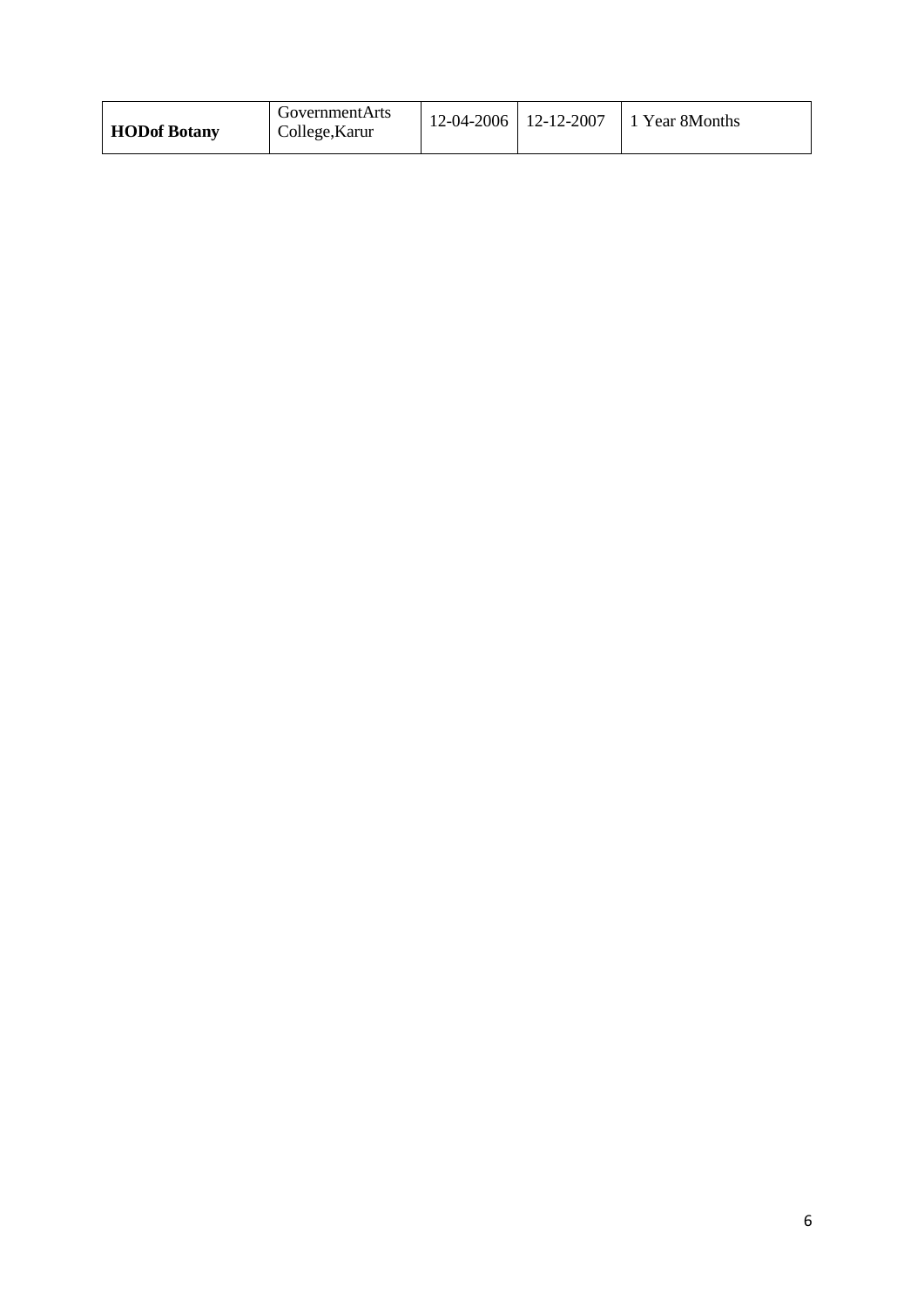| **HODof Botany** | GovernmentArts College,Karur | 12-04-2006 | 12-12-2007 | 1 Year 8Months |
| --- | --- | --- | --- | --- |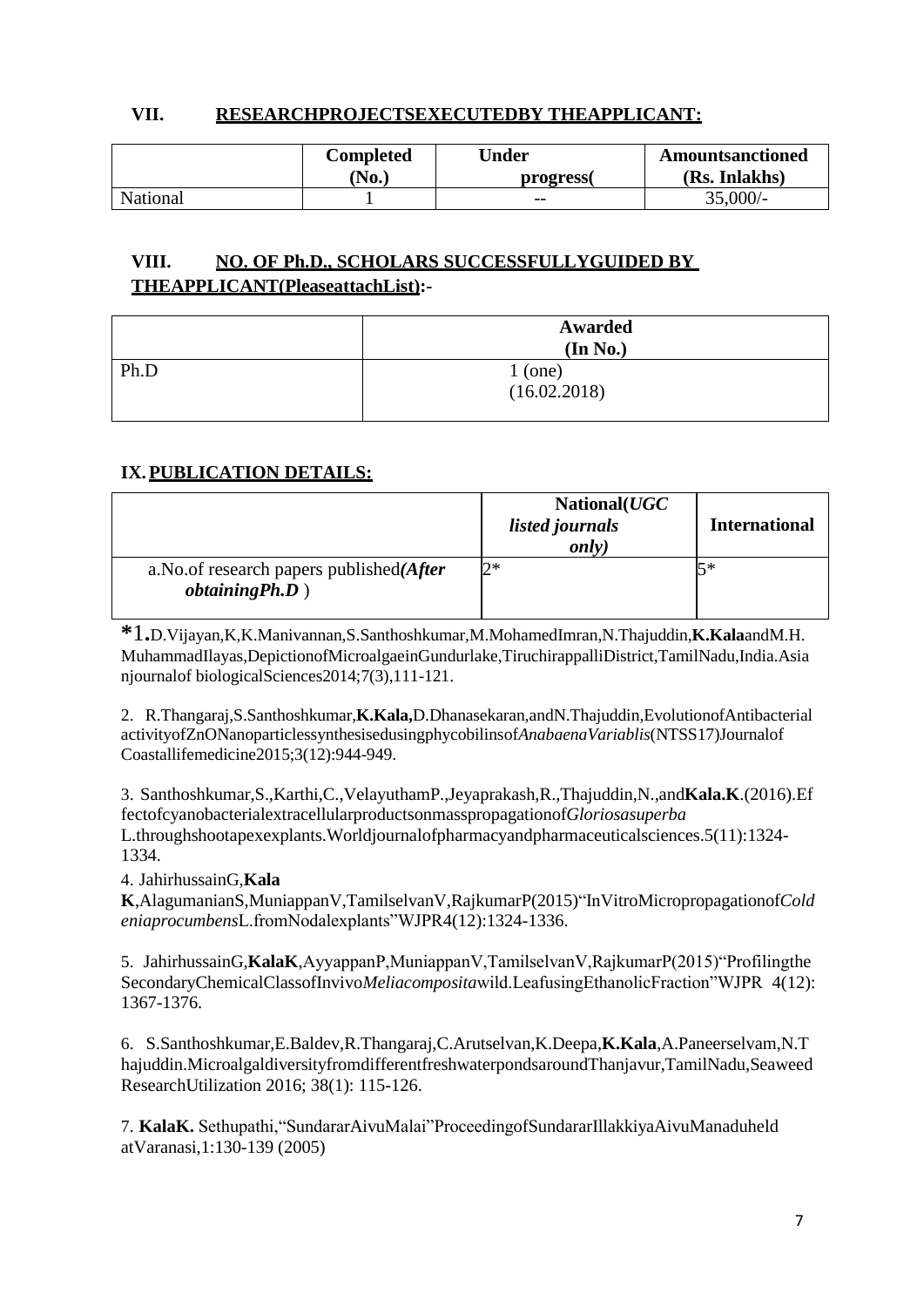## VII. RESEARCHPROJECTSEXECUTEDBY THEAPPLICANT:

| | Completed (No.) | Under progress( | Amountsanctioned (Rs. Inlakhs) |
|---|---|---|---|
| National | 1 | -- | 35,000/- |

## VIII. NO. OF Ph.D., SCHOLARS SUCCESSFULLYGUIDED BY THEAPPLICANT(PleaseattachList):-

| | Awarded (In No.) |
|---|---|
| Ph.D | 1 (one) (16.02.2018) |

## IX. PUBLICATION DETAILS:

| | National(*UGC listed journals only*) | International |
|---|---|---|
| a.No.of research papers published*(After obtainingPh.D* ) | 2* | 5* |

*1.D.Vijayan,K,K.Manivannan,S.Santhoshkumar,M.MohamedImran,N.Thajuddin,**K.Kala**andM.H. MuhammadIlayas,DepictionofMicroalgaeinGundurlake,TiruchirappalliDistrict,TamilNadu,India.Asianjournalof biologicalSciences2014;7(3),111-121.

2. R.Thangaraj,S.Santhoshkumar,**K.Kala,**D.Dhanasekaran,andN.Thajuddin,EvolutionofAntibacterial activityofZnONanoparticlessynthesisedusingphycobilinsof*AnabaenaVariablis*(NTSS17)Journalof Coastallifemedicine2015;3(12):944-949.

3. Santhoshkumar,S.,Karthi,C.,VelayuthamP.,Jeyaprakash,R.,Thajuddin,N.,and**Kala.K**.(2016).EffectofcyanobacterialextracellularproductsonmasspropagationofGloriosasuperba L.throughshootapexexplants.Worldjournalofpharmacyandpharmaceuticalsciences.5(11):1324-1334.

4. JahirhussainG,**Kala K**,AlagumanianS,MuniappanV,TamilselvanV,RajkumarP(2015)"InVitroMicropropagationof*Coldeniaprocumbens*L.fromNodalexplants"WJPR4(12):1324-1336.

5. JahirhussainG,**KalaK**,AyyappanP,MuniappanV,TamilselvanV,RajkumarP(2015)"Profilingthe SecondaryChemicalClassofInvivo*Meliacomposita*wild.LeafusingEthanolicFraction"WJPR 4(12): 1367-1376.

6. S.Santhoshkumar,E.Baldev,R.Thangaraj,C.Arutselvan,K.Deepa,**K.Kala**,A.Paneerselvam,N.Thajuddin.MicroalgaldiversityfromdifferentfreshwaterpondsaroundThanjavur,TamilNadu,Seaweed ResearchUtilization 2016; 38(1): 115-126.

7. **KalaK.** Sethupathi,"SundararAivuMalai"ProceedingofSundararIllakkiyaAivuManaduheld atVaranasi,1:130-139 (2005)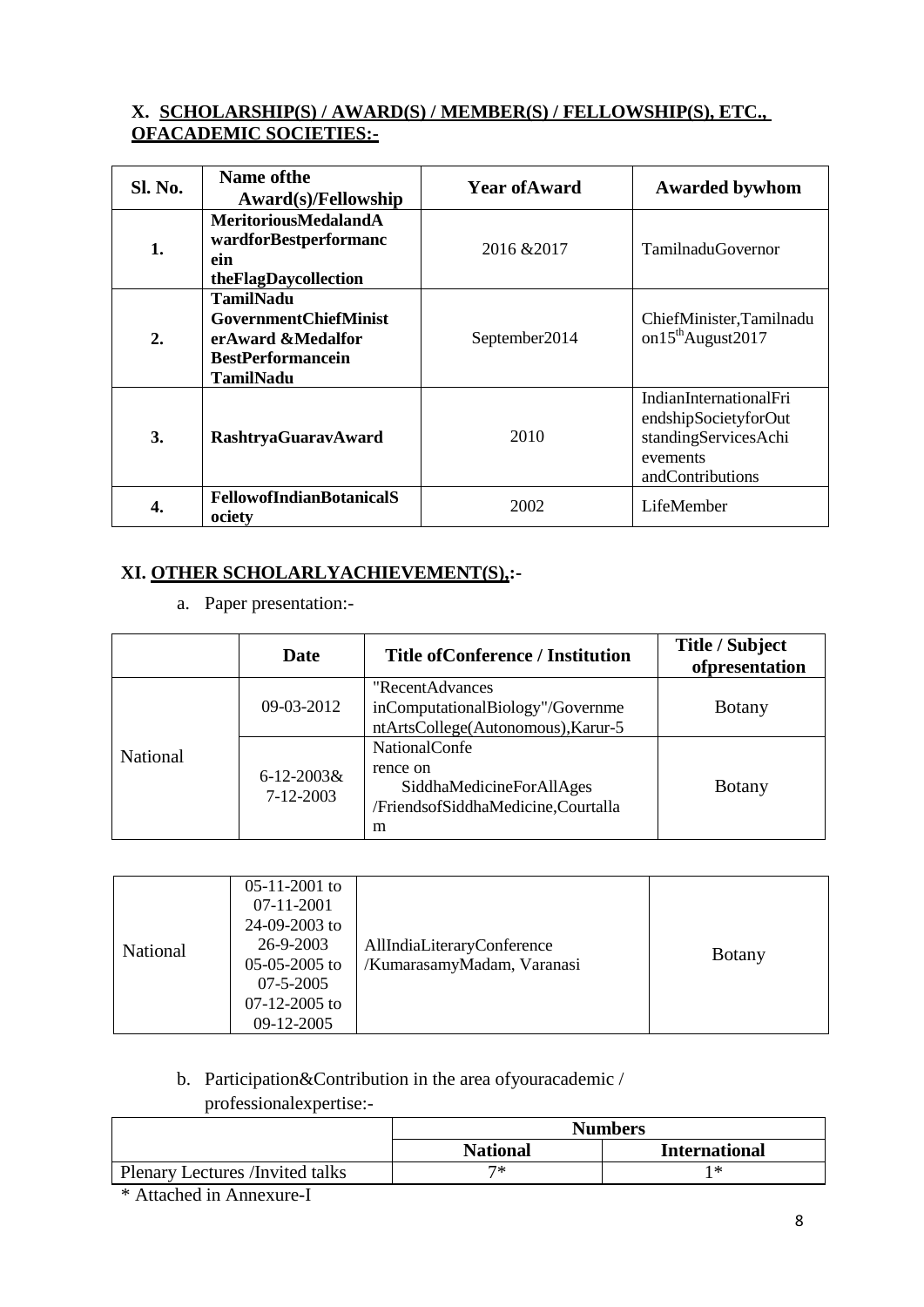## X. SCHOLARSHIP(S) / AWARD(S) / MEMBER(S) / FELLOWSHIP(S), ETC., OFACADEMIC SOCIETIES:-

| Sl. No. | Name ofthe Award(s)/Fellowship | Year ofAward | Awarded bywhom |
|---|---|---|---|
| 1. | **MeritoriousMedalandAwardforBestperformancein theFlagDaycollection** | 2016 &2017 | TamilnaduGovernor |
| 2. | **TamilNadu GovernmentChiefMinisterAward &Medalfor BestPerformancein TamilNadu** | September2014 | ChiefMinister,Tamilnadu on15th August2017 |
| 3. | **RashtryaGuaravAward** | 2010 | IndianInternationalFriendshipSocietyforOutstandingServicesAchievements andContributions |
| 4. | **FellowofIndianBotanicalSociety** | 2002 | LifeMember |

## XI. OTHER SCHOLARLYACHIEVEMENT(S),:-

a. Paper presentation:-

| | Date | Title ofConference / Institution | Title / Subject ofpresentation |
|---|---|---|---|
| National | 09-03-2012 | "RecentAdvances inComputationalBiology"/GovernmentArtsCollege(Autonomous),Karur-5 | Botany |
| | 6-12-2003& 7-12-2003 | NationalConference on SiddhaMedicineForAllAges /FriendsofSiddhaMedicine,Courtallam | Botany |
| National | 05-11-2001 to 07-11-2001<br>24-09-2003 to 26-9-2003<br>05-05-2005 to 07-5-2005<br>07-12-2005 to 09-12-2005 | AllIndiaLiteraryConference /KumarasamyMadam, Varanasi | Botany |

b. Participation&Contribution in the area ofyouracademic / professionalexpertise:-

| | Numbers | |
|---|---|---|
| | **National** | **International** |
| Plenary Lectures /Invited talks | 7* | 1* |

\* Attached in Annexure-I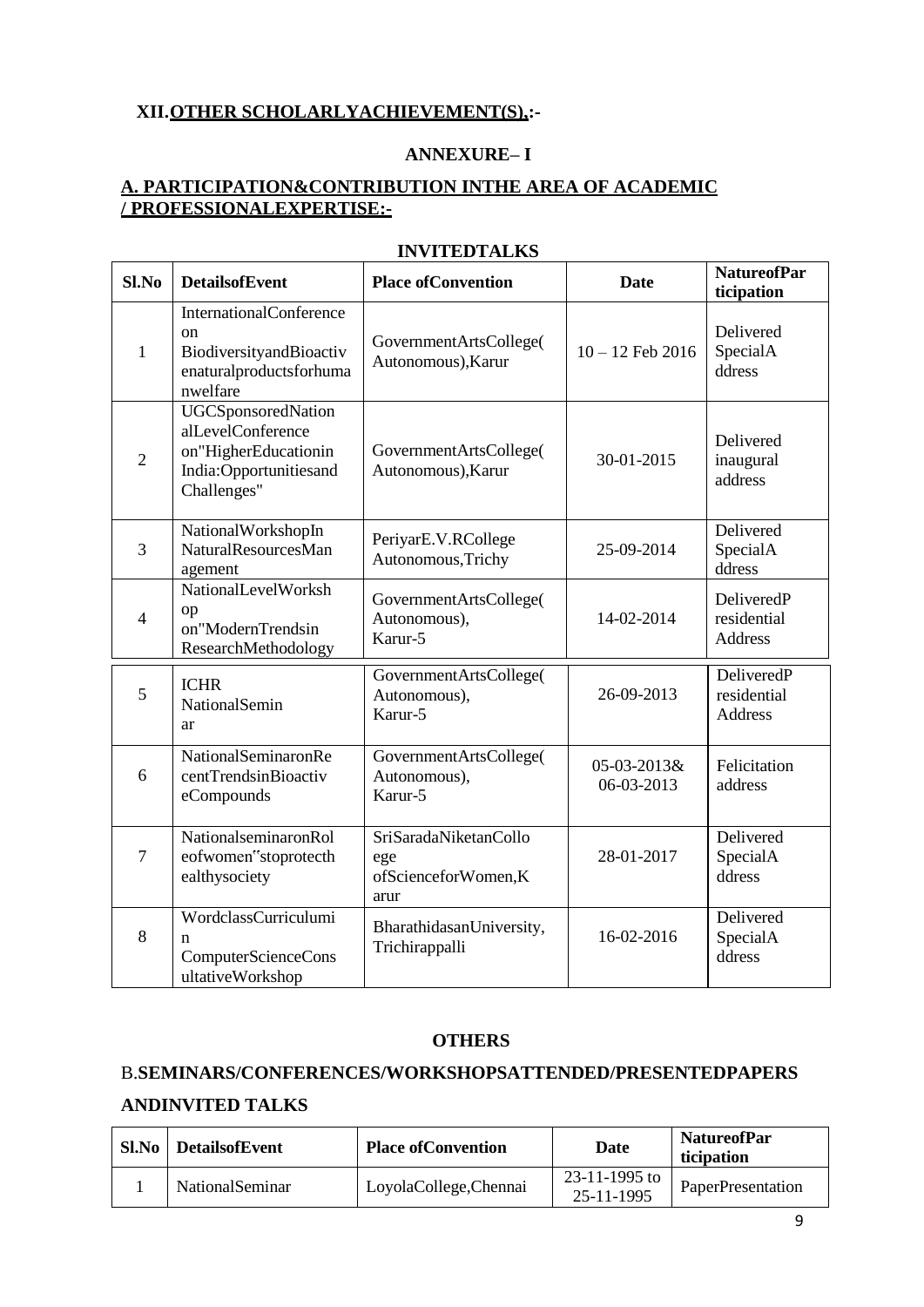## XII. OTHER SCHOLARLYACHIEVEMENT(S).:-

### ANNEXURE– I

### A. PARTICIPATION&CONTRIBUTION INTHE AREA OF ACADEMIC / PROFESSIONALEXPERTISE:-

### INVITEDTALKS

| Sl.No | DetailsofEvent | Place ofConvention | Date | NatureofParticipation |
|---|---|---|---|---|
| 1 | InternationalConference on BiodiversityandBioactivenaturalproductsforhumanwelfare | GovernmentArtsCollege(Autonomous),Karur | 10 – 12 Feb 2016 | Delivered SpecialAddress |
| 2 | UGCSponsoredNationalLevelConference on"HigherEducationin India:Opportunitiesand Challenges" | GovernmentArtsCollege(Autonomous),Karur | 30-01-2015 | Delivered inaugural address |
| 3 | NationalWorkshopIn NaturalResourcesManagement | PeriyarE.V.RCollege Autonomous,Trichy | 25-09-2014 | Delivered SpecialAddress |
| 4 | NationalLevelWorkshop on"ModernTrendsin ResearchMethodology | GovernmentArtsCollege(Autonomous), Karur-5 | 14-02-2014 | DeliveredPresidential Address |
| 5 | ICHR NationalSeminar | GovernmentArtsCollege(Autonomous), Karur-5 | 26-09-2013 | DeliveredPresidential Address |
| 6 | NationalSeminaronRecentTrendsinBioactiveCompounds | GovernmentArtsCollege(Autonomous), Karur-5 | 05-03-2013& 06-03-2013 | Felicitation address |
| 7 | NationalseminaronRoleofwomen"stoprotecthealthysociety | SriSaradaNiketanCollege ofScienceforWomen,Karur | 28-01-2017 | Delivered SpecialAddress |
| 8 | WordclassCurriculumin ComputerScienceConsultativeWorkshop | BharathidasanUniversity, Trichirappalli | 16-02-2016 | Delivered SpecialAddress |

### OTHERS

### B.SEMINARS/CONFERENCES/WORKSHOPSATTENDED/PRESENTEDPAPERS ANDINVITED TALKS

| Sl.No | DetailsofEvent | Place ofConvention | Date | NatureofParticipation |
|---|---|---|---|---|
| 1 | NationalSeminar | LoyolaCollege,Chennai | 23-11-1995 to 25-11-1995 | PaperPresentation |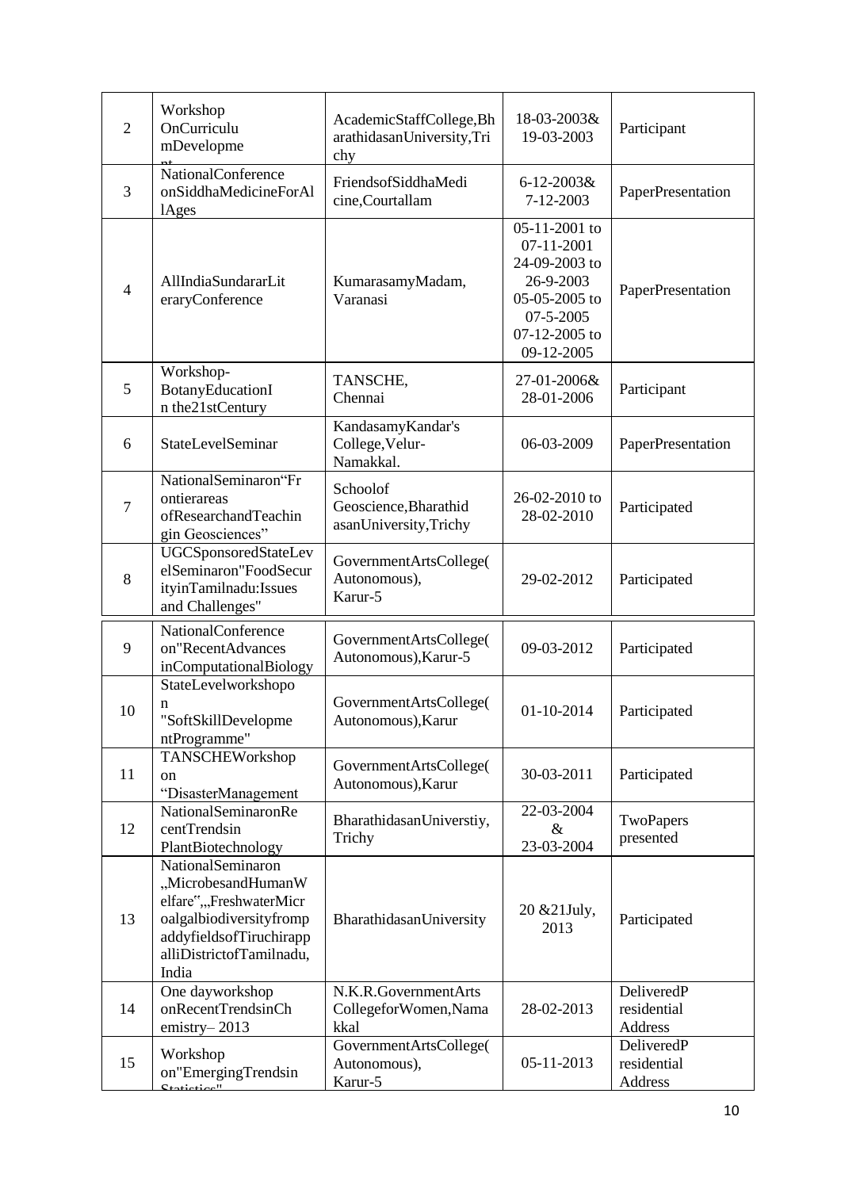| 2 | Workshop OnCurriculu mDevelopme nt | AcademicStaffCollege,Bh arathidasanUniversity,Tri chy | 18-03-2003& 19-03-2003 | Participant |
|---|---|---|---|---|
| 3 | NationalConference onSiddhaMedicineForAl lAges | FriendsofSiddhaMedi cine,Courtallam | 6-12-2003& 7-12-2003 | PaperPresentation |
| 4 | AllIndiaSundararLit eraryConference | KumarasamyMadam, Varanasi | 05-11-2001 to 07-11-2001 24-09-2003 to 26-9-2003 05-05-2005 to 07-5-2005 07-12-2005 to 09-12-2005 | PaperPresentation |
| 5 | Workshop- BotanyEducationI n the21stCentury | TANSCHE, Chennai | 27-01-2006& 28-01-2006 | Participant |
| 6 | StateLevelSeminar | KandasamyKandar's College,Velur- Namakkal. | 06-03-2009 | PaperPresentation |
| 7 | NationalSeminaron"Fr ontierareas ofResearchandTeachin gin Geosciences" | Schoolof Geoscience,Bharathid asanUniversity,Trichy | 26-02-2010 to 28-02-2010 | Participated |
| 8 | UGCSponsoredStateLev elSeminaron"FoodSecur ityinTamilnadu:Issues and Challenges" | GovernmentArtsCollege( Autonomous), Karur-5 | 29-02-2012 | Participated |
| 9 | NationalConference on"RecentAdvances inComputationalBiology | GovernmentArtsCollege( Autonomous),Karur-5 | 09-03-2012 | Participated |
| 10 | StateLevelworkshopo n "SoftSkillDevelopme ntProgramme" | GovernmentArtsCollege( Autonomous),Karur | 01-10-2014 | Participated |
| 11 | TANSCHEWorkshop on "DisasterManagement | GovernmentArtsCollege( Autonomous),Karur | 30-03-2011 | Participated |
| 12 | NationalSeminaronRe centTrendsin PlantBiotechnology | BharathidasanUniverstiy, Trichy | 22-03-2004 & 23-03-2004 | TwoPapers presented |
| 13 | NationalSeminaron „MicrobesandHumanW elfare",„FreshwaterMicr oalgalbiodiversityfromp addyfieldsofTiruchirapp alliDistrictofTamilnadu, India | BharathidasanUniversity | 20 &21July, 2013 | Participated |
| 14 | One dayworkshop onRecentTrendsinCh emistry– 2013 | N.K.R.GovernmentArts CollegeforWomen,Nama kkal | 28-02-2013 | DeliveredP residential Address |
| 15 | Workshop on"EmergingTrendsin Statistics" | GovernmentArtsCollege( Autonomous), Karur-5 | 05-11-2013 | DeliveredP residential Address |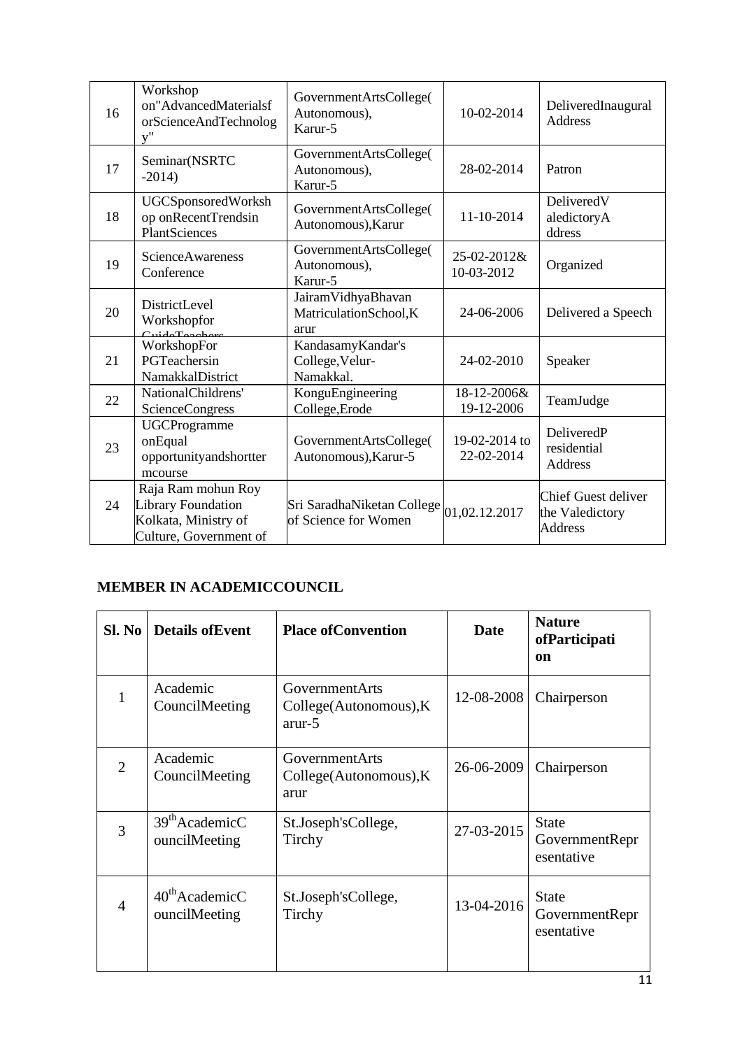| 16 | Workshop on"AdvancedMaterialsf orScienceAndTechnolog y" | GovernmentArtsCollege( Autonomous), Karur-5 | 10-02-2014 | DeliveredInaugural Address |
|---|---|---|---|---|
| 17 | Seminar(NSRTC -2014) | GovernmentArtsCollege( Autonomous), Karur-5 | 28-02-2014 | Patron |
| 18 | UGCSponsoredWorksh op onRecentTrendsin PlantSciences | GovernmentArtsCollege( Autonomous),Karur | 11-10-2014 | DeliveredV aledictoryA ddress |
| 19 | ScienceAwareness Conference | GovernmentArtsCollege( Autonomous), Karur-5 | 25-02-2012& 10-03-2012 | Organized |
| 20 | DistrictLevel Workshopfor GuideTeachers | JairamVidhyaBhavan MatriculationSchool,K arur | 24-06-2006 | Delivered a Speech |
| 21 | WorkshopFor PGTeachersin NamakkalDistrict | KandasamyKandar's College,Velur-Namakkal. | 24-02-2010 | Speaker |
| 22 | NationalChildrens' ScienceCongress | KonguEngineering College,Erode | 18-12-2006& 19-12-2006 | TeamJudge |
| 23 | UGCProgramme onEqual opportunityandshortter mcourse | GovernmentArtsCollege( Autonomous),Karur-5 | 19-02-2014 to 22-02-2014 | DeliveredP residential Address |
| 24 | Raja Ram mohun Roy Library Foundation Kolkata, Ministry of Culture, Government of | Sri SaradhaNiketan College of Science for Women | 01,02.12.2017 | Chief Guest deliver the Valedictory Address |

**MEMBER IN ACADEMICCOUNCIL**

| Sl. No | Details ofEvent | Place ofConvention | Date | Nature ofParticipation |
|---|---|---|---|---|
| 1 | Academic CouncilMeeting | GovernmentArts College(Autonomous),Karur-5 | 12-08-2008 | Chairperson |
| 2 | Academic CouncilMeeting | GovernmentArts College(Autonomous),Karur | 26-06-2009 | Chairperson |
| 3 | 39th AcademicCouncilMeeting | St.Joseph'sCollege, Tirchy | 27-03-2015 | State GovernmentRepresentative |
| 4 | 40th AcademicCouncilMeeting | St.Joseph'sCollege, Tirchy | 13-04-2016 | State GovernmentRepresentative |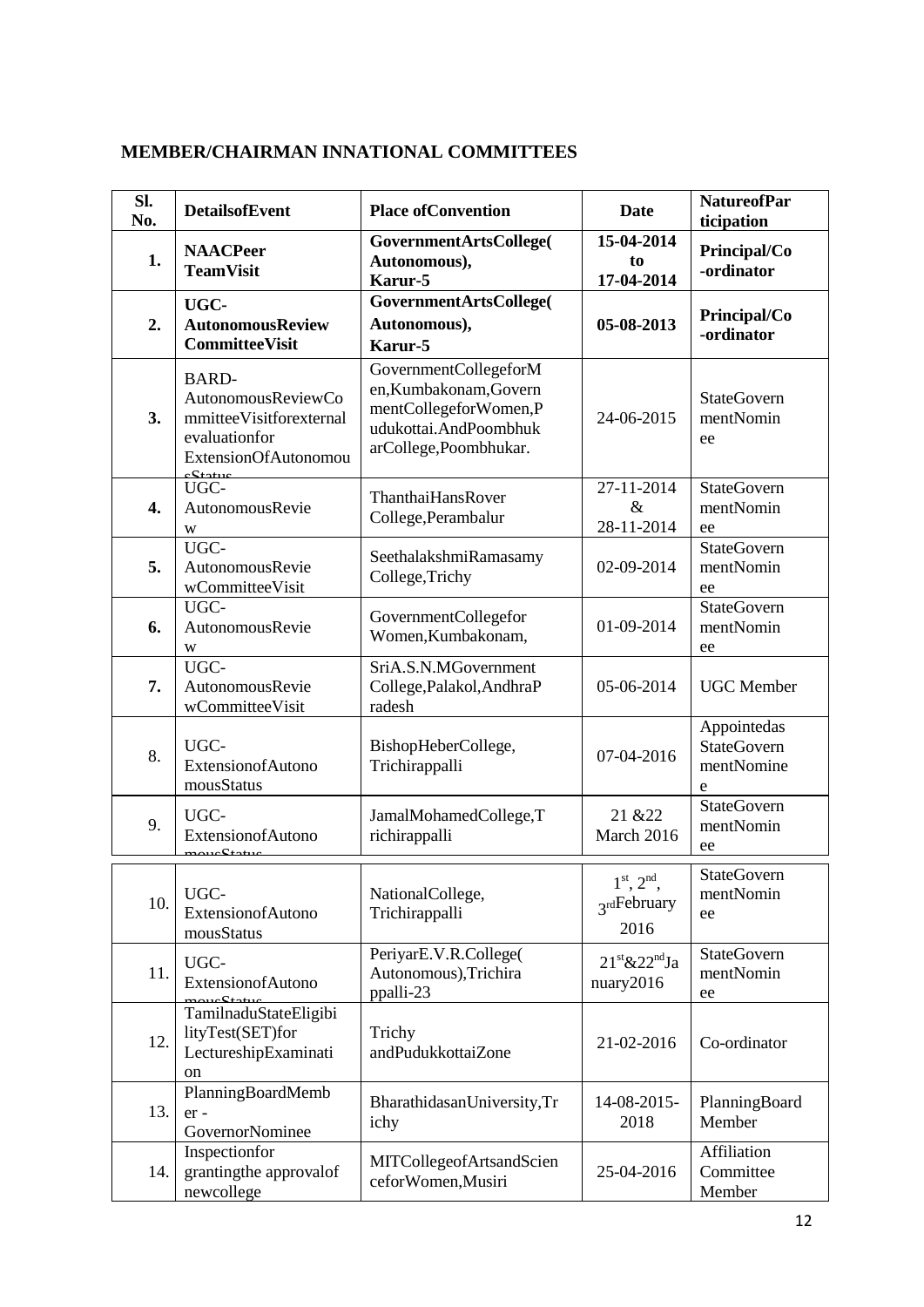**MEMBER/CHAIRMAN INNATIONAL COMMITTEES**

| Sl. No. | DetailsofEvent | Place ofConvention | Date | NatureofParticipation |
|---|---|---|---|---|
| **1.** | **NAACPeer TeamVisit** | **GovernmentArtsCollege( Autonomous), Karur-5** | **15-04-2014 to 17-04-2014** | **Principal/Co-ordinator** |
| **2.** | **UGC-AutonomousReview CommitteeVisit** | **GovernmentArtsCollege( Autonomous), Karur-5** | **05-08-2013** | **Principal/Co-ordinator** |
| **3.** | BARD-AutonomousReviewCommitteeVisitforexternal evaluationfor ExtensionOfAutonomousStatus | GovernmentCollegeforMen,Kumbakonam,GovernmentCollegeforWomen,Pudukottai.AndPoombhukarCollege,Poombhukar. | 24-06-2015 | StateGovernmentNominee |
| **4.** | UGC-AutonomousReview | ThanthaiHansRover College,Perambalur | 27-11-2014 & 28-11-2014 | StateGovernmentNominee |
| **5.** | UGC-AutonomousReviewCommitteeVisit | SeethalakshmiRamasamy College,Trichy | 02-09-2014 | StateGovernmentNominee |
| **6.** | UGC-AutonomousReview | GovernmentCollegefor Women,Kumbakonam, | 01-09-2014 | StateGovernmentNominee |
| **7.** | UGC-AutonomousReviewCommitteeVisit | SriA.S.N.MGovernment College,Palakol,AndhraPradesh | 05-06-2014 | UGC Member |
| 8. | UGC-ExtensionofAutonomousStatus | BishopHeberCollege, Trichirappalli | 07-04-2016 | Appointedas StateGovernmentNominee |
| 9. | UGC-ExtensionofAutonomousStatus | JamalMohamedCollege,Trichirappalli | 21 &22 March 2016 | StateGovernmentNominee |
| 10. | UGC-ExtensionofAutonomousStatus | NationalCollege, Trichirappalli | 1st, 2nd, 3rdFebruary 2016 | StateGovernmentNominee |
| 11. | UGC-ExtensionofAutonomousStatus | PeriyarE.V.R.College( Autonomous),Trichirappalli-23 | 21st&22ndJanuary2016 | StateGovernmentNominee |
| 12. | TamilnaduStateEligibilityTest(SET)for LectureshipExamination | Trichy andPudukkottaiZone | 21-02-2016 | Co-ordinator |
| 13. | PlanningBoardMember - GovernorNominee | BharathidasanUniversity,Trichy | 14-08-2015-2018 | PlanningBoard Member |
| 14. | Inspectionfor grantingthe approvalof newcollege | MITCollegeofArtsandScienceforWomen,Musiri | 25-04-2016 | Affiliation Committee Member |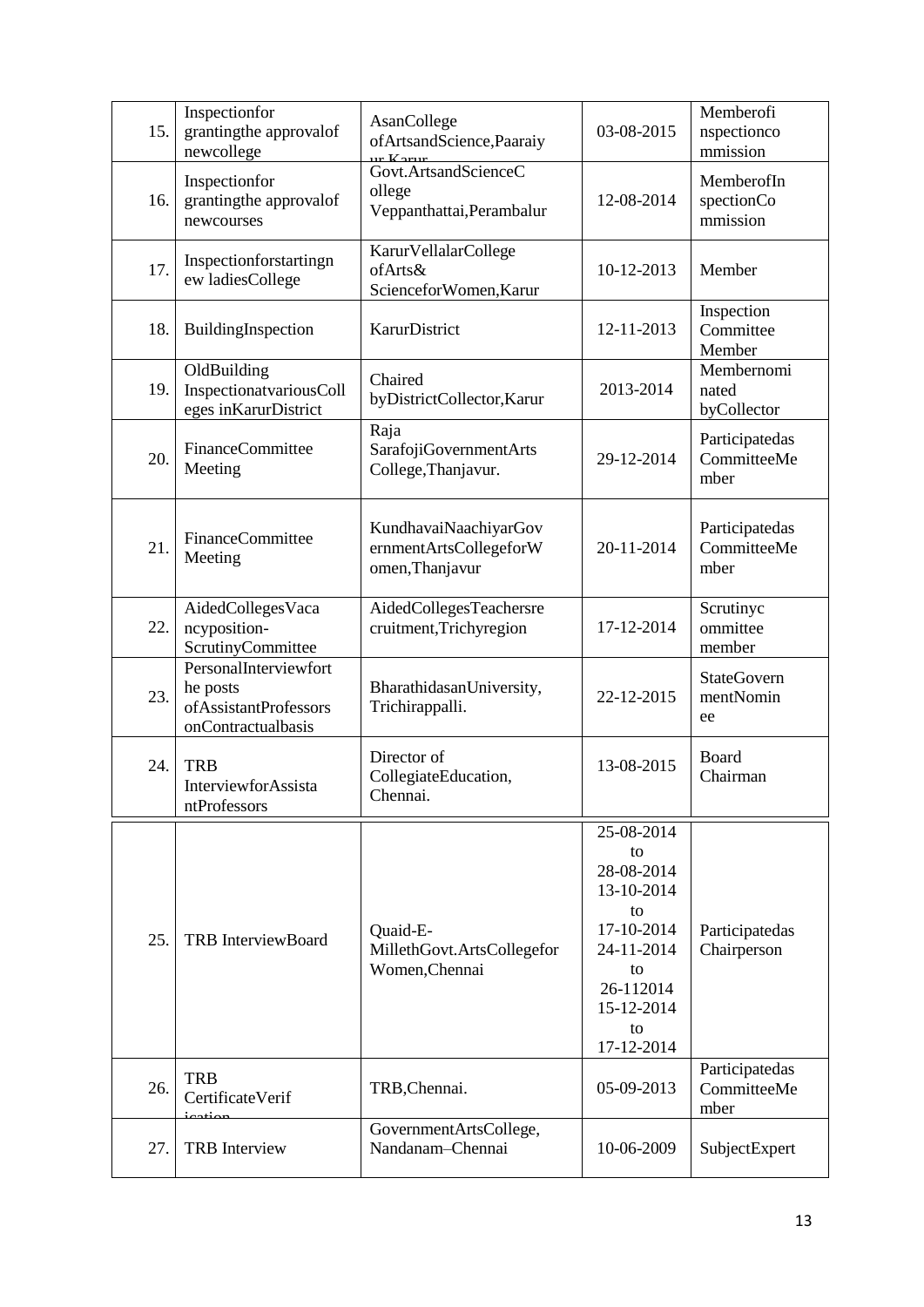| 15. | Inspectionfor grantingthe approvalof newcollege | AsanCollege ofArtsandScience,Paaraiy ur Karur | 03-08-2015 | Memberofi nspectionco mmission |
|---|---|---|---|---|
| 16. | Inspectionfor grantingthe approvalof newcourses | Govt.ArtsandScienceC ollege Veppanthattai,Perambalur | 12-08-2014 | MemberofIn spectionCo mmission |
| 17. | Inspectionforstartingn ew ladiesCollege | KarurVellalarCollege ofArts& ScienceforWomen,Karur | 10-12-2013 | Member |
| 18. | BuildingInspection | KarurDistrict | 12-11-2013 | Inspection Committee Member |
| 19. | OldBuilding InspectionatvariousColl eges inKarurDistrict | Chaired byDistrictCollector,Karur | 2013-2014 | Membernomi nated byCollector |
| 20. | FinanceCommittee Meeting | Raja SarafojiGovernmentArts College,Thanjavur. | 29-12-2014 | Participatedas CommitteeMe mber |
| 21. | FinanceCommittee Meeting | KundhavaiNaachiyarGov ernmentArtsCollegeforW omen,Thanjavur | 20-11-2014 | Participatedas CommitteeMe mber |
| 22. | AidedCollegesVaca ncyposition- ScrutinyCommittee | AidedCollegesTeachersre cruitment,Trichyregion | 17-12-2014 | Scrutinyc ommittee member |
| 23. | PersonalInterviewfort he posts ofAssistantProfessors onContractualbasis | BharathidasanUniversity, Trichirappalli. | 22-12-2015 | StateGovern mentNomin ee |
| 24. | TRB InterviewforAssista ntProfessors | Director of CollegiateEducation, Chennai. | 13-08-2015 | Board Chairman |
| 25. | TRB InterviewBoard | Quaid-E- MillethGovt.ArtsCollegefor Women,Chennai | 25-08-2014 to 28-08-2014 13-10-2014 to 17-10-2014 24-11-2014 to 26-112014 15-12-2014 to 17-12-2014 | Participatedas Chairperson |
| 26. | TRB CertificateVerif ication | TRB,Chennai. | 05-09-2013 | Participatedas CommitteeMe mber |
| 27. | TRB Interview | GovernmentArtsCollege, Nandanam–Chennai | 10-06-2009 | SubjectExpert |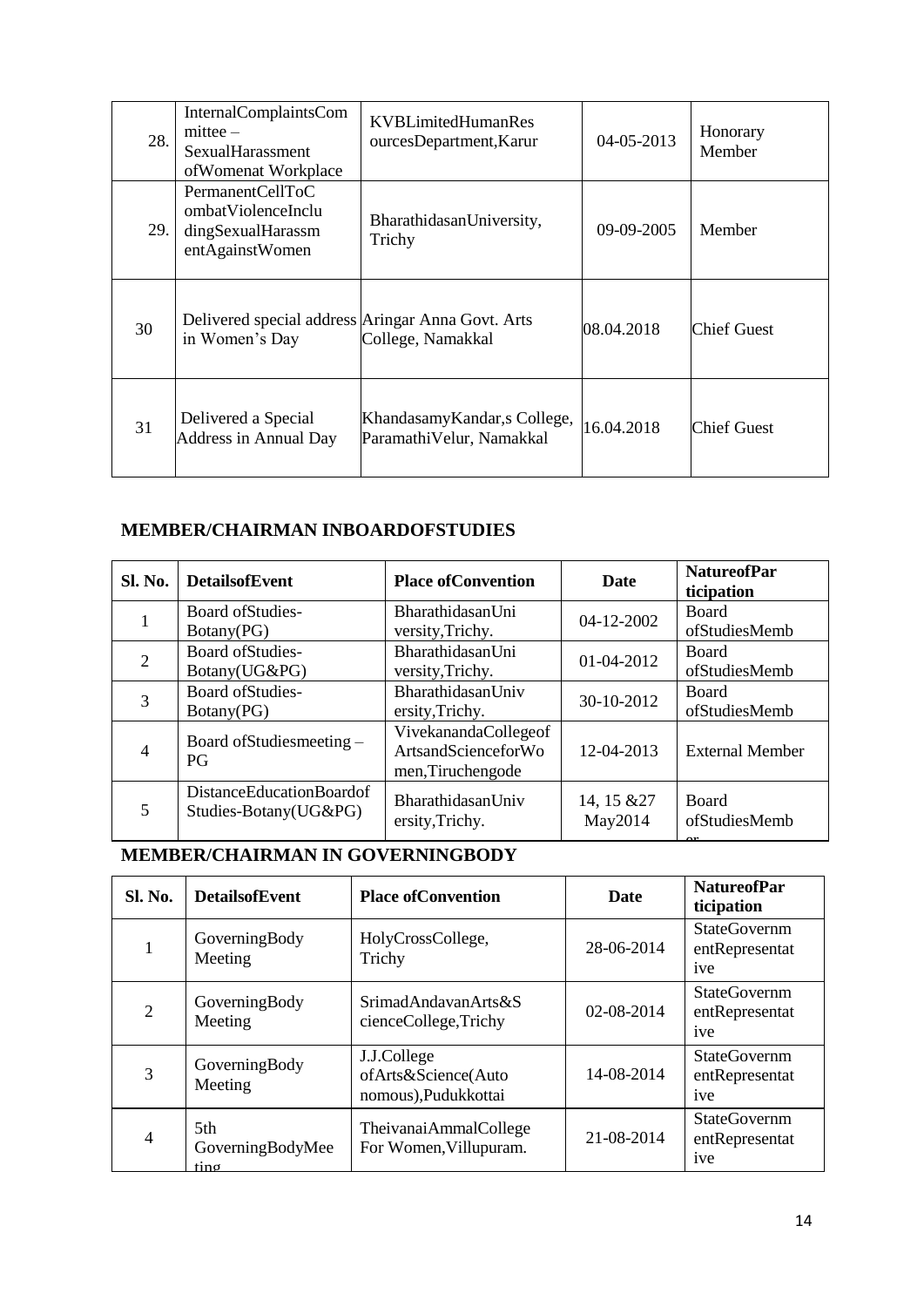| | | | | |
|---|---|---|---|---|
| 28. | InternalComplaintsCommittee – SexualHarassment ofWomenat Workplace | KVBLimitedHumanResourcesDepartment,Karur | 04-05-2013 | Honorary Member |
| 29. | PermanentCellToCombatViolenceIncludingSexualHarassmentAgainstWomen | BharathidasanUniversity, Trichy | 09-09-2005 | Member |
| 30 | Delivered special address in Women's Day | Aringar Anna Govt. Arts College, Namakkal | 08.04.2018 | Chief Guest |
| 31 | Delivered a Special Address in Annual Day | KhandasamyKandar,s College, ParamathiVelur, Namakkal | 16.04.2018 | Chief Guest |

## MEMBER/CHAIRMAN INBOARDOFSTUDIES

| Sl. No. | DetailsofEvent | Place ofConvention | Date | NatureofParticipation |
|---|---|---|---|---|
| 1 | Board ofStudies-Botany(PG) | BharathidasanUniversity,Trichy. | 04-12-2002 | Board ofStudiesMemb |
| 2 | Board ofStudies-Botany(UG&PG) | BharathidasanUniversity,Trichy. | 01-04-2012 | Board ofStudiesMemb |
| 3 | Board ofStudies-Botany(PG) | BharathidasanUniversity,Trichy. | 30-10-2012 | Board ofStudiesMemb |
| 4 | Board ofStudiesmeeting – PG | VivekanandaCollegeofArtsandScienceforWomen,Tiruchengode | 12-04-2013 | External Member |
| 5 | DistanceEducationBoardofStudies-Botany(UG&PG) | BharathidasanUniversity,Trichy. | 14, 15 &27 May2014 | Board ofStudiesMember |

## MEMBER/CHAIRMAN IN GOVERNINGBODY

| Sl. No. | DetailsofEvent | Place ofConvention | Date | NatureofParticipation |
|---|---|---|---|---|
| 1 | GoverningBody Meeting | HolyCrossCollege, Trichy | 28-06-2014 | StateGovernmentRepresentative |
| 2 | GoverningBody Meeting | SrimadAndavanArts&ScienceCollege,Trichy | 02-08-2014 | StateGovernmentRepresentative |
| 3 | GoverningBody Meeting | J.J.College ofArts&Science(Autonomous),Pudukkottai | 14-08-2014 | StateGovernmentRepresentative |
| 4 | 5th GoverningBodyMeeting | TheivanaiAmmalCollege For Women,Villupuram. | 21-08-2014 | StateGovernmentRepresentative |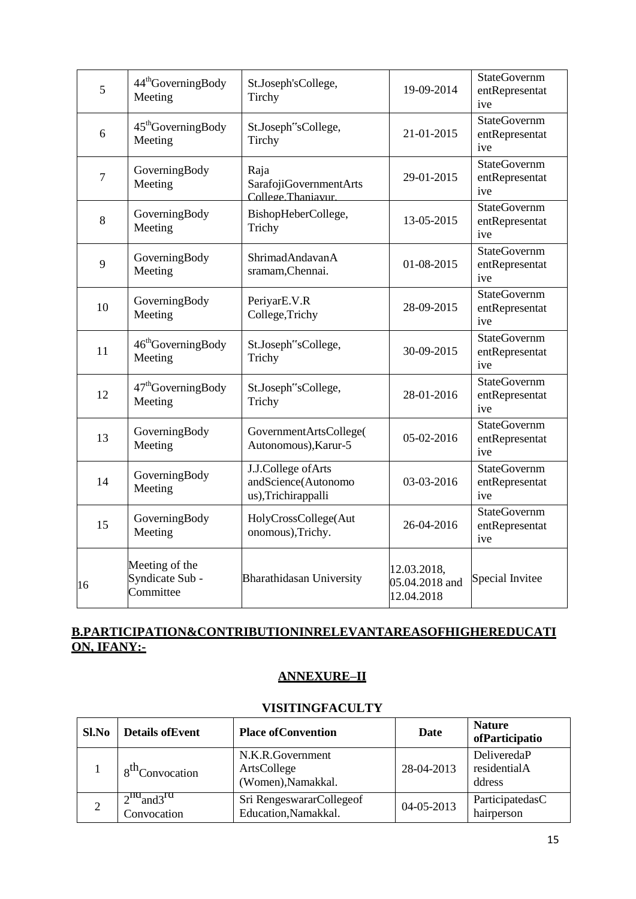| 5 | 44th GoverningBody Meeting | St.Joseph'sCollege, Tirchy | 19-09-2014 | StateGovernm entRepresentat ive |
|---|---|---|---|---|
| 6 | 45th GoverningBody Meeting | St.Joseph"sCollege, Tirchy | 21-01-2015 | StateGovernm entRepresentat ive |
| 7 | GoverningBody Meeting | Raja SarafojiGovernmentArts College,Thanjavur. | 29-01-2015 | StateGovernm entRepresentat ive |
| 8 | GoverningBody Meeting | BishopHeberCollege, Trichy | 13-05-2015 | StateGovernm entRepresentat ive |
| 9 | GoverningBody Meeting | ShrimadAndavanA sramam,Chennai. | 01-08-2015 | StateGovernm entRepresentat ive |
| 10 | GoverningBody Meeting | PeriyarE.V.R College,Trichy | 28-09-2015 | StateGovernm entRepresentat ive |
| 11 | 46th GoverningBody Meeting | St.Joseph"sCollege, Trichy | 30-09-2015 | StateGovernm entRepresentat ive |
| 12 | 47th GoverningBody Meeting | St.Joseph"sCollege, Trichy | 28-01-2016 | StateGovernm entRepresentat ive |
| 13 | GoverningBody Meeting | GovernmentArtsCollege( Autonomous),Karur-5 | 05-02-2016 | StateGovernm entRepresentat ive |
| 14 | GoverningBody Meeting | J.J.College ofArts andScience(Autonomo us),Trichirappalli | 03-03-2016 | StateGovernm entRepresentat ive |
| 15 | GoverningBody Meeting | HolyCrossCollege(Aut onomous),Trichy. | 26-04-2016 | StateGovernm entRepresentat ive |
| 16 | Meeting of the Syndicate Sub - Committee | Bharathidasan University | 12.03.2018, 05.04.2018 and 12.04.2018 | Special Invitee |

**B.PARTICIPATION&CONTRIBUTIONINRELEVANTAREASOFHIGHEREDUCATION, IFANY:-**

## ANNEXURE–II

### VISITINGFACULTY

| Sl.No | Details ofEvent | Place ofConvention | Date | Nature ofParticipatio |
|---|---|---|---|---|
| 1 | 8th Convocation | N.K.R.Government ArtsCollege (Women),Namakkal. | 28-04-2013 | DeliveredaP residentialA ddress |
| 2 | 2nd and3rd Convocation | Sri RengeswararCollegeof Education,Namakkal. | 04-05-2013 | ParticipatedasC hairperson |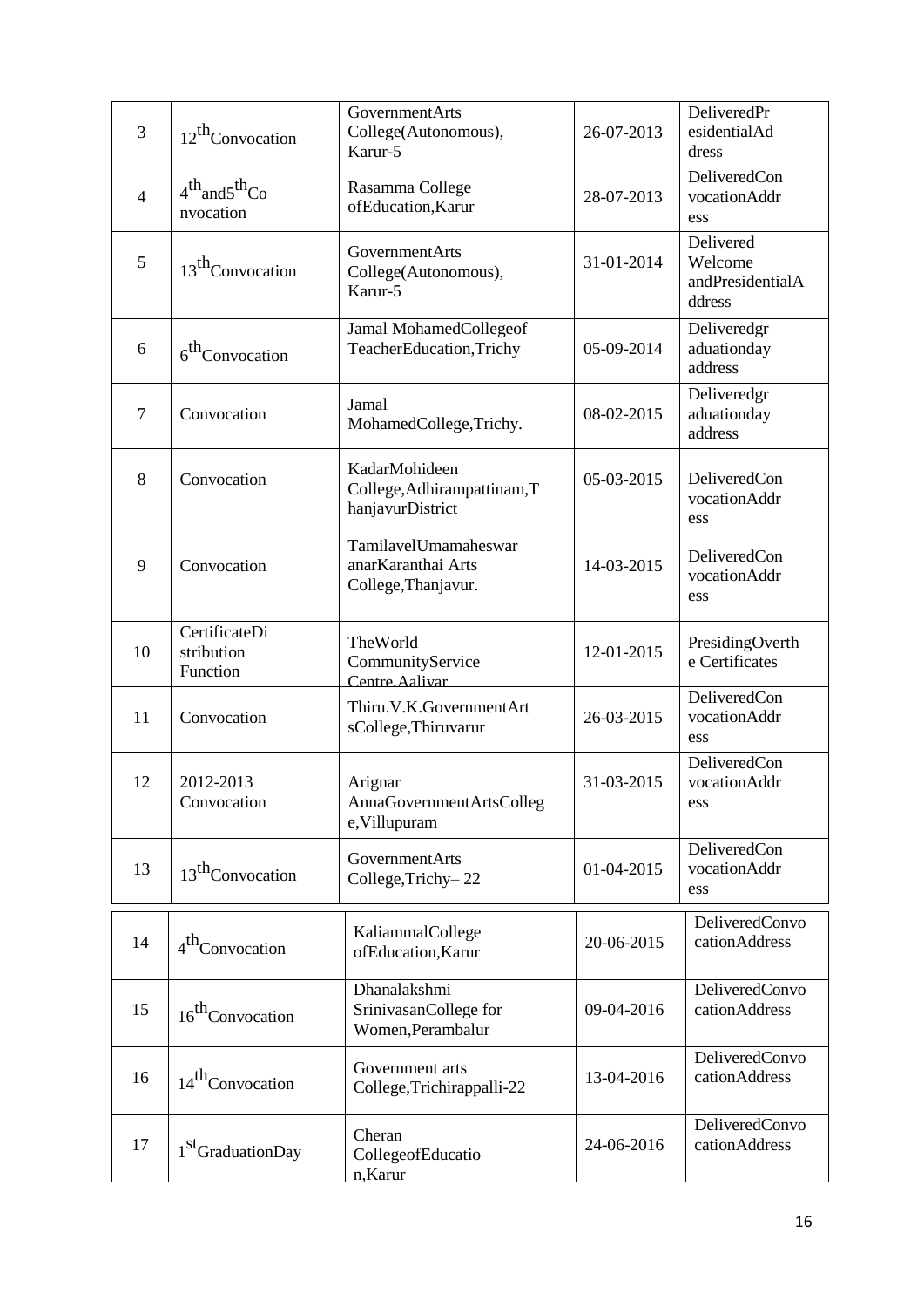| 3 | $12^{th}$Convocation | GovernmentArts College(Autonomous), Karur-5 | 26-07-2013 | DeliveredPresidentialAddress |
|---|---|---|---|---|
| 4 | $4^{th}$and$5^{th}$Convocation | Rasamma College ofEducation,Karur | 28-07-2013 | DeliveredConvocationAddress |
| 5 | $13^{th}$Convocation | GovernmentArts College(Autonomous), Karur-5 | 31-01-2014 | Delivered Welcome andPresidentialAddress |
| 6 | $6^{th}$Convocation | Jamal MohamedCollegeof TeacherEducation,Trichy | 05-09-2014 | Deliveredgraduationday address |
| 7 | Convocation | Jamal MohamedCollege,Trichy. | 08-02-2015 | Deliveredgraduationday address |
| 8 | Convocation | KadarMohideen College,Adhirampattinam,ThanjavurDistrict | 05-03-2015 | DeliveredConvocationAddress |
| 9 | Convocation | TamilavelUmamaheswaranarKaranthai Arts College,Thanjavur. | 14-03-2015 | DeliveredConvocationAddress |
| 10 | CertificateDistribution Function | TheWorld CommunityService Centre,Aaliyar | 12-01-2015 | PresidingOverthe Certificates |
| 11 | Convocation | Thiru.V.K.GovernmentArtsCollege,Thiruvarur | 26-03-2015 | DeliveredConvocationAddress |
| 12 | 2012-2013 Convocation | Arignar AnnaGovernmentArtsCollege,Villupuram | 31-03-2015 | DeliveredConvocationAddress |
| 13 | $13^{th}$Convocation | GovernmentArts College,Trichy– 22 | 01-04-2015 | DeliveredConvocationAddress |
| 14 | $4^{th}$Convocation | KaliammalCollege ofEducation,Karur | 20-06-2015 | DeliveredConvocationAddress |
| 15 | $16^{th}$Convocation | Dhanalakshmi SrinivasanCollege for Women,Perambalur | 09-04-2016 | DeliveredConvocationAddress |
| 16 | $14^{th}$Convocation | Government arts College,Trichirappalli-22 | 13-04-2016 | DeliveredConvocationAddress |
| 17 | $1^{st}$GraduationDay | Cheran CollegeofEducation,Karur | 24-06-2016 | DeliveredConvocationAddress |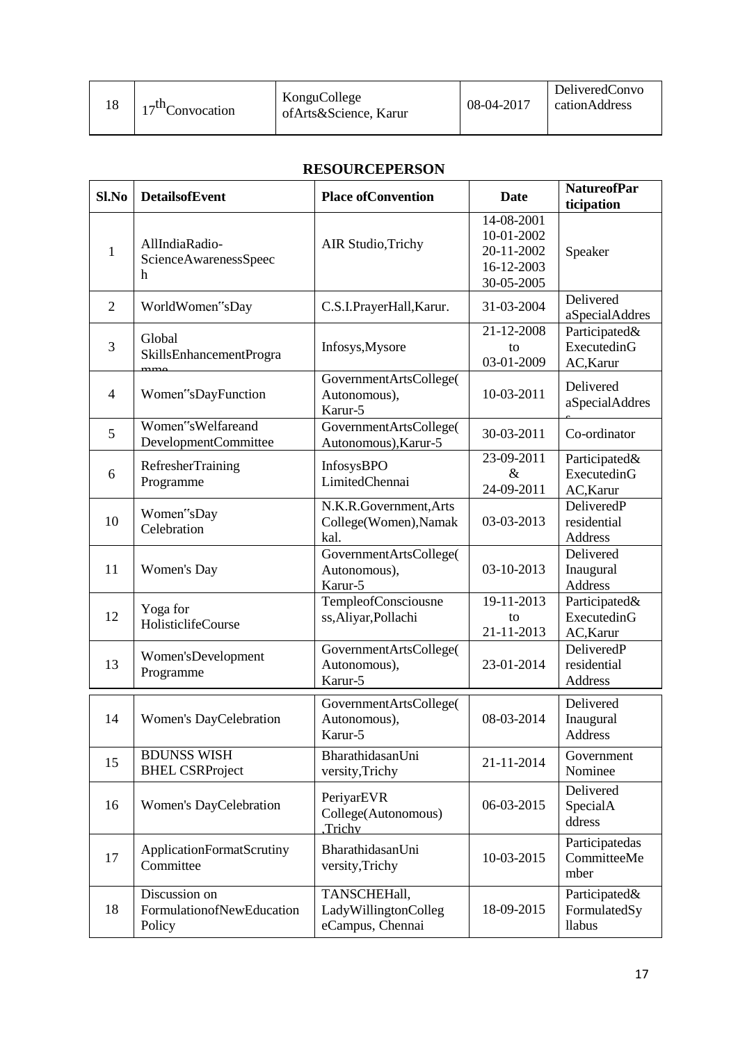| 18 | 17th Convocation | KonguCollege ofArts&Science, Karur | 08-04-2017 | DeliveredConvo cationAddress |
|---|---|---|---|---|

## RESOURCEPERSON

| Sl.No | DetailsofEvent | Place ofConvention | Date | NatureofParticipation |
|---|---|---|---|---|
| 1 | AllIndiaRadio-ScienceAwarenessSpeech | AIR Studio,Trichy | 14-08-2001 10-01-2002 20-11-2002 16-12-2003 30-05-2005 | Speaker |
| 2 | WorldWomen"sDay | C.S.I.PrayerHall,Karur. | 31-03-2004 | Delivered aSpecialAddres |
| 3 | Global SkillsEnhancementProgramme | Infosys,Mysore | 21-12-2008 to 03-01-2009 | Participated& ExecutedinG AC,Karur |
| 4 | Women"sDayFunction | GovernmentArtsCollege(Autonomous), Karur-5 | 10-03-2011 | Delivered aSpecialAddress |
| 5 | Women"sWelfareand DevelopmentCommittee | GovernmentArtsCollege(Autonomous),Karur-5 | 30-03-2011 | Co-ordinator |
| 6 | RefresherTraining Programme | InfosysBPO LimitedChennai | 23-09-2011 & 24-09-2011 | Participated& ExecutedinG AC,Karur |
| 10 | Women"sDay Celebration | N.K.R.Government,Arts College(Women),Namakkal. | 03-03-2013 | DeliveredP residential Address |
| 11 | Women's Day | GovernmentArtsCollege(Autonomous), Karur-5 | 03-10-2013 | Delivered Inaugural Address |
| 12 | Yoga for HolisticlifeCourse | TempleofConsciousness,Aliyar,Pollachi | 19-11-2013 to 21-11-2013 | Participated& ExecutedinG AC,Karur |
| 13 | Women'sDevelopment Programme | GovernmentArtsCollege(Autonomous), Karur-5 | 23-01-2014 | DeliveredP residential Address |
| 14 | Women's DayCelebration | GovernmentArtsCollege(Autonomous), Karur-5 | 08-03-2014 | Delivered Inaugural Address |
| 15 | BDUNSS WISH BHEL CSRProject | BharathidasanUniversity,Trichy | 21-11-2014 | Government Nominee |
| 16 | Women's DayCelebration | PeriyarEVR College(Autonomous) ,Trichy | 06-03-2015 | Delivered SpecialA ddress |
| 17 | ApplicationFormatScrutiny Committee | BharathidasanUniversity,Trichy | 10-03-2015 | Participatedas CommitteeMember |
| 18 | Discussion on FormulationofNewEducation Policy | TANSCHEHall, LadyWillingtonCollegeCampus, Chennai | 18-09-2015 | Participated& FormulatedSyllabus |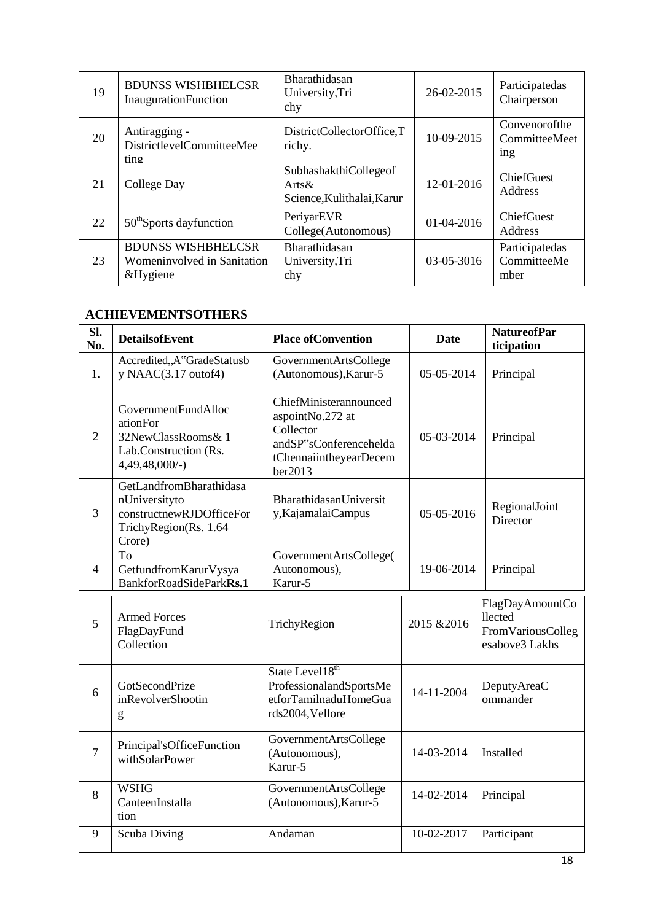| 19 | BDUNSS WISHBHELCSR InaugurationFunction | Bharathidasan University,Tri chy | 26-02-2015 | Participatedas Chairperson |
|---|---|---|---|---|
| 20 | Antiragging - DistrictlevelCommitteeMee ting | DistrictCollectorOffice,T richy. | 10-09-2015 | Convenorofthe CommitteeMeet ing |
| 21 | College Day | SubhashakthiCollegeof Arts& Science,Kulithalai,Karur | 12-01-2016 | ChiefGuest Address |
| 22 | 50thSports dayfunction | PeriyarEVR College(Autonomous) | 01-04-2016 | ChiefGuest Address |
| 23 | BDUNSS WISHBHELCSR Womeninvolved in Sanitation &Hygiene | Bharathidasan University,Tri chy | 03-05-3016 | Participatedas CommitteeMe mber |

## ACHIEVEMENTSOTHERS

| Sl. No. | DetailsofEvent | Place ofConvention | Date | NatureofPar ticipation |
|---|---|---|---|---|
| 1. | Accredited„A"GradeStatusb y NAAC(3.17 outof4) | GovernmentArtsCollege (Autonomous),Karur-5 | 05-05-2014 | Principal |
| 2 | GovernmentFundAlloc ationFor 32NewClassRooms& 1 Lab.Construction (Rs. 4,49,48,000/-) | ChiefMinisterannounced aspointNo.272 at Collector andSP"sConferencehelda tChennaiintheyearDecem ber2013 | 05-03-2014 | Principal |
| 3 | GetLandfromBharathidasa nUniversityto constructnewRJDOfficeFor TrichyRegion(Rs. 1.64 Crore) | BharathidasanUniversit y,KajamalaiCampus | 05-05-2016 | RegionalJoint Director |
| 4 | To GetfundfromKarurVysya BankforRoadSidePark**Rs.1** | GovernmentArtsCollege( Autonomous), Karur-5 | 19-06-2014 | Principal |
| 5 | Armed Forces FlagDayFund Collection | TrichyRegion | 2015 &2016 | FlagDayAmountCo llected FromVariousColleg esabove3 Lakhs |
| 6 | GotSecondPrize inRevolverShootin g | State Level18th ProfessionalandSportsMe etforTamilnaduHomeGua rds2004,Vellore | 14-11-2004 | DeputyAreaC ommander |
| 7 | Principal'sOfficeFunction withSolarPower | GovernmentArtsCollege (Autonomous), Karur-5 | 14-03-2014 | Installed |
| 8 | WSHG CanteenInstalla tion | GovernmentArtsCollege (Autonomous),Karur-5 | 14-02-2014 | Principal |
| 9 | Scuba Diving | Andaman | 10-02-2017 | Participant |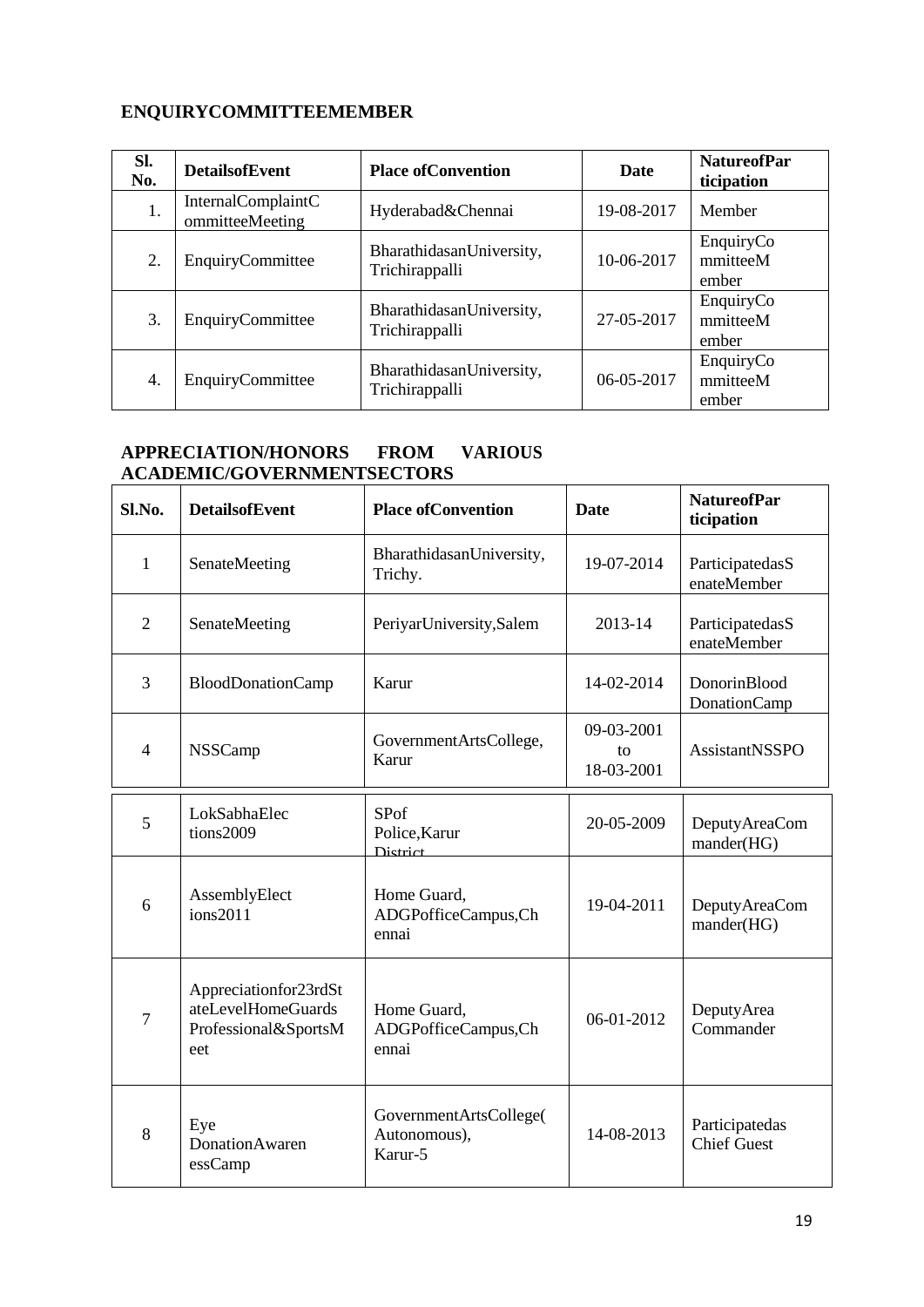## ENQUIRYCOMMITTEEMEMBER

| Sl. No. | DetailsofEvent | Place ofConvention | Date | NatureofParticipation |
|---|---|---|---|---|
| 1. | InternalComplaintCommitteeMeeting | Hyderabad&Chennai | 19-08-2017 | Member |
| 2. | EnquiryCommittee | BharathidasanUniversity, Trichirappalli | 10-06-2017 | EnquiryCommitteeMember |
| 3. | EnquiryCommittee | BharathidasanUniversity, Trichirappalli | 27-05-2017 | EnquiryCommitteeMember |
| 4. | EnquiryCommittee | BharathidasanUniversity, Trichirappalli | 06-05-2017 | EnquiryCommitteeMember |

## APPRECIATION/HONORS FROM VARIOUS ACADEMIC/GOVERNMENTSECTORS

| Sl.No. | DetailsofEvent | Place ofConvention | Date | NatureofParticipation |
|---|---|---|---|---|
| 1 | SenateMeeting | BharathidasanUniversity, Trichy. | 19-07-2014 | ParticipatedasSenateMember |
| 2 | SenateMeeting | PeriyarUniversity,Salem | 2013-14 | ParticipatedasSenateMember |
| 3 | BloodDonationCamp | Karur | 14-02-2014 | DonorinBlood DonationCamp |
| 4 | NSSCamp | GovernmentArtsCollege, Karur | 09-03-2001 to 18-03-2001 | AssistantNSSPO |
| 5 | LokSabhaElections2009 | SPof Police,Karur District | 20-05-2009 | DeputyAreaCommander(HG) |
| 6 | AssemblyElections2011 | Home Guard, ADGPofficeCampus,Chennai | 19-04-2011 | DeputyAreaCommander(HG) |
| 7 | Appreciationfor23rdStateLevelHomeGuards Professional&SportsMeet | Home Guard, ADGPofficeCampus,Chennai | 06-01-2012 | DeputyArea Commander |
| 8 | Eye DonationAwarenessCamp | GovernmentArtsCollege(Autonomous), Karur-5 | 14-08-2013 | Participatedas Chief Guest |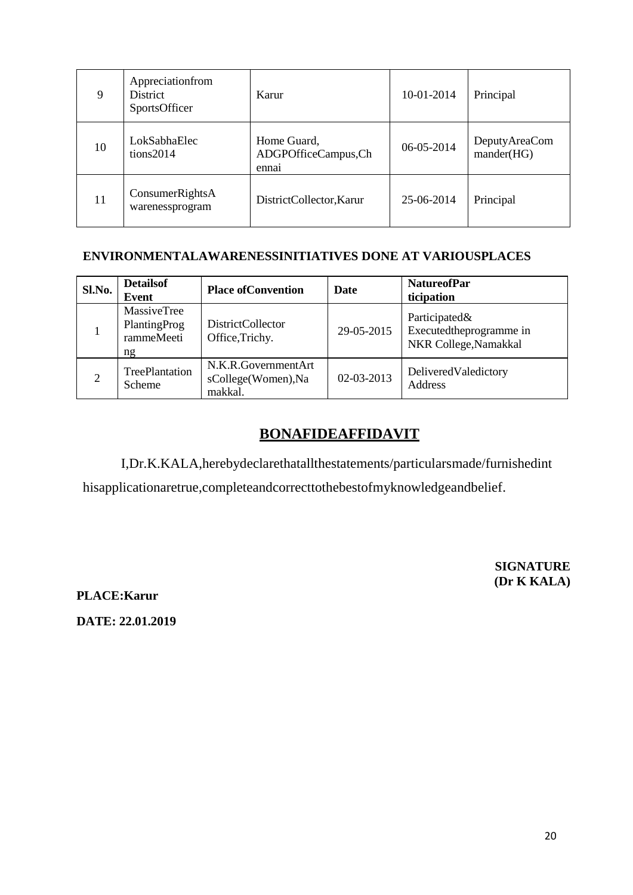| | | | | |
|---|---|---|---|---|
| 9 | Appreciationfrom District SportsOfficer | Karur | 10-01-2014 | Principal |
| 10 | LokSabhaElec tions2014 | Home Guard, ADGPOfficeCampus,Ch ennai | 06-05-2014 | DeputyAreaCom mander(HG) |
| 11 | ConsumerRightsA warenessprogram | DistrictCollector,Karur | 25-06-2014 | Principal |

**ENVIRONMENTALAWARENESSINITIATIVES DONE AT VARIOUSPLACES**

| Sl.No. | Detailsof Event | Place ofConvention | Date | NatureofPar ticipation |
|---|---|---|---|---|
| 1 | MassiveTree PlantingProg rammeMeeti ng | DistrictCollector Office,Trichy. | 29-05-2015 | Participated& Executedtheprogramme in NKR College,Namakkal |
| 2 | TreePlantation Scheme | N.K.R.GovernmentArt sCollege(Women),Na makkal. | 02-03-2013 | DeliveredValedictory Address |

## BONAFIDEAFFIDAVIT

I,Dr.K.KALA,herebydeclarethatallthestatements/particularsmade/furnishedint hisapplicationaretrue,completeandcorrecttothebestofmyknowledgeandbelief.

**SIGNATURE**
**(Dr K KALA)**

**PLACE:Karur**

**DATE: 22.01.2019**